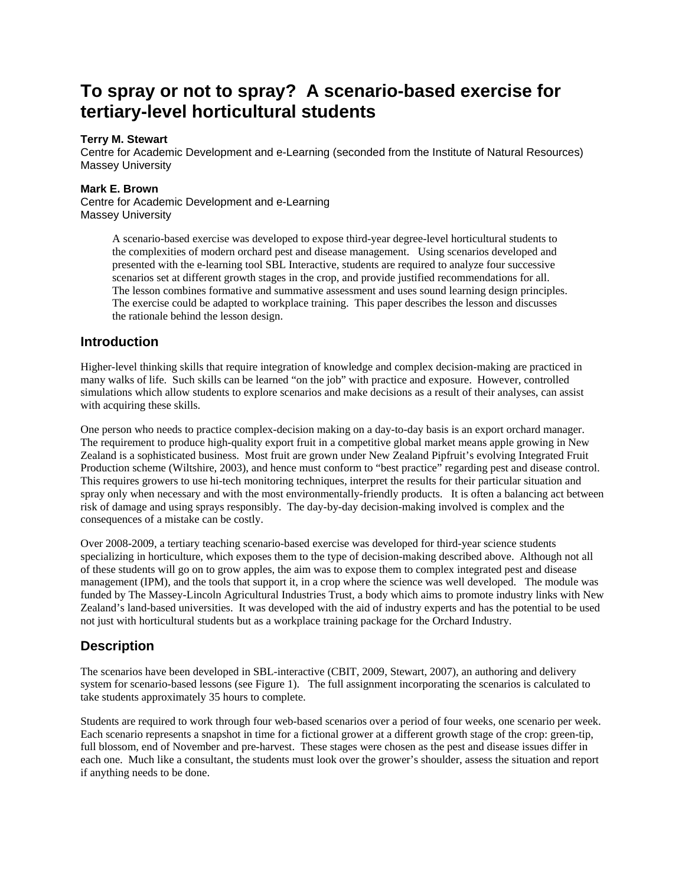# To spray or not to spray? A scenario-based exercise for tertiary-level horticultural students

**Terry M. Stewart**
Centre for Academic Development and e-Learning (seconded from the Institute of Natural Resources)
Massey University

**Mark E. Brown**
Centre for Academic Development and e-Learning
Massey University

> A scenario-based exercise was developed to expose third-year degree-level horticultural students to the complexities of modern orchard pest and disease management. Using scenarios developed and presented with the e-learning tool SBL Interactive, students are required to analyze four successive scenarios set at different growth stages in the crop, and provide justified recommendations for all. The lesson combines formative and summative assessment and uses sound learning design principles. The exercise could be adapted to workplace training. This paper describes the lesson and discusses the rationale behind the lesson design.

## Introduction

Higher-level thinking skills that require integration of knowledge and complex decision-making are practiced in many walks of life. Such skills can be learned "on the job" with practice and exposure. However, controlled simulations which allow students to explore scenarios and make decisions as a result of their analyses, can assist with acquiring these skills.

One person who needs to practice complex-decision making on a day-to-day basis is an export orchard manager. The requirement to produce high-quality export fruit in a competitive global market means apple growing in New Zealand is a sophisticated business. Most fruit are grown under New Zealand Pipfruit's evolving Integrated Fruit Production scheme (Wiltshire, 2003), and hence must conform to "best practice" regarding pest and disease control. This requires growers to use hi-tech monitoring techniques, interpret the results for their particular situation and spray only when necessary and with the most environmentally-friendly products. It is often a balancing act between risk of damage and using sprays responsibly. The day-by-day decision-making involved is complex and the consequences of a mistake can be costly.

Over 2008-2009, a tertiary teaching scenario-based exercise was developed for third-year science students specializing in horticulture, which exposes them to the type of decision-making described above. Although not all of these students will go on to grow apples, the aim was to expose them to complex integrated pest and disease management (IPM), and the tools that support it, in a crop where the science was well developed. The module was funded by The Massey-Lincoln Agricultural Industries Trust, a body which aims to promote industry links with New Zealand's land-based universities. It was developed with the aid of industry experts and has the potential to be used not just with horticultural students but as a workplace training package for the Orchard Industry.

## Description

The scenarios have been developed in SBL-interactive (CBIT, 2009, Stewart, 2007), an authoring and delivery system for scenario-based lessons (see Figure 1). The full assignment incorporating the scenarios is calculated to take students approximately 35 hours to complete.

Students are required to work through four web-based scenarios over a period of four weeks, one scenario per week. Each scenario represents a snapshot in time for a fictional grower at a different growth stage of the crop: green-tip, full blossom, end of November and pre-harvest. These stages were chosen as the pest and disease issues differ in each one. Much like a consultant, the students must look over the grower's shoulder, assess the situation and report if anything needs to be done.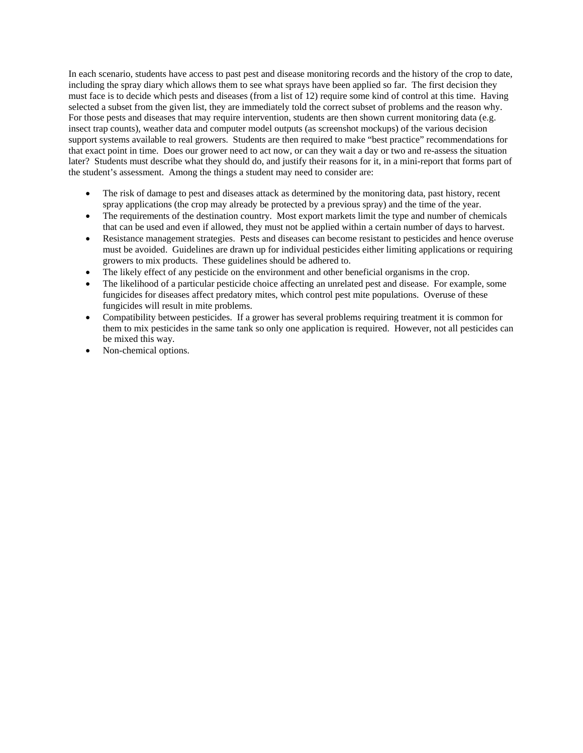In each scenario, students have access to past pest and disease monitoring records and the history of the crop to date, including the spray diary which allows them to see what sprays have been applied so far. The first decision they must face is to decide which pests and diseases (from a list of 12) require some kind of control at this time. Having selected a subset from the given list, they are immediately told the correct subset of problems and the reason why. For those pests and diseases that may require intervention, students are then shown current monitoring data (e.g. insect trap counts), weather data and computer model outputs (as screenshot mockups) of the various decision support systems available to real growers. Students are then required to make "best practice" recommendations for that exact point in time. Does our grower need to act now, or can they wait a day or two and re-assess the situation later? Students must describe what they should do, and justify their reasons for it, in a mini-report that forms part of the student's assessment. Among the things a student may need to consider are:

- The risk of damage to pest and diseases attack as determined by the monitoring data, past history, recent spray applications (the crop may already be protected by a previous spray) and the time of the year.
- The requirements of the destination country. Most export markets limit the type and number of chemicals that can be used and even if allowed, they must not be applied within a certain number of days to harvest.
- Resistance management strategies. Pests and diseases can become resistant to pesticides and hence overuse must be avoided. Guidelines are drawn up for individual pesticides either limiting applications or requiring growers to mix products. These guidelines should be adhered to.
- The likely effect of any pesticide on the environment and other beneficial organisms in the crop.
- The likelihood of a particular pesticide choice affecting an unrelated pest and disease. For example, some fungicides for diseases affect predatory mites, which control pest mite populations. Overuse of these fungicides will result in mite problems.
- Compatibility between pesticides. If a grower has several problems requiring treatment it is common for them to mix pesticides in the same tank so only one application is required. However, not all pesticides can be mixed this way.
- Non-chemical options.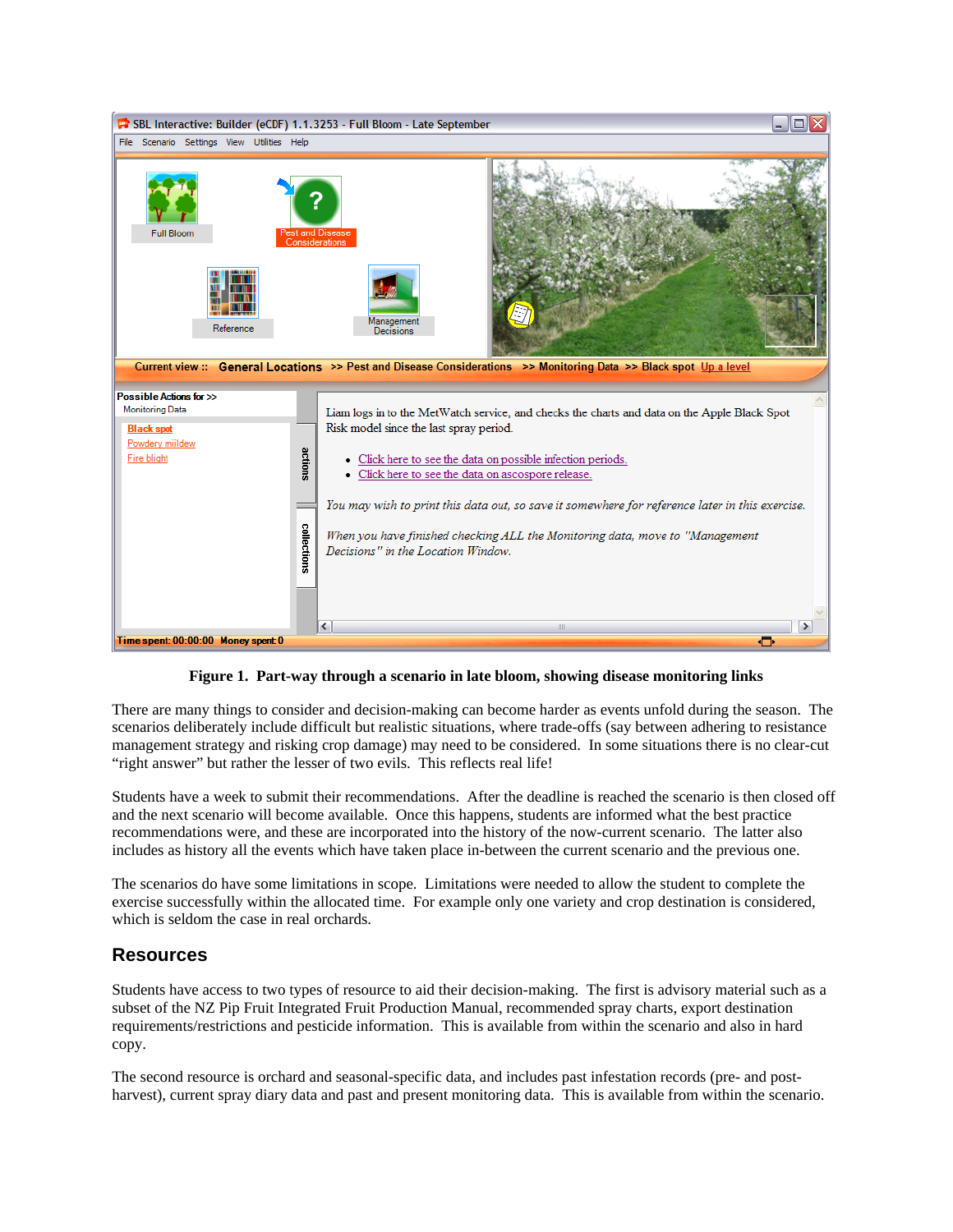**Figure 1. Part-way through a scenario in late bloom, showing disease monitoring links**

There are many things to consider and decision-making can become harder as events unfold during the season. The scenarios deliberately include difficult but realistic situations, where trade-offs (say between adhering to resistance management strategy and risking crop damage) may need to be considered. In some situations there is no clear-cut "right answer" but rather the lesser of two evils. This reflects real life!

Students have a week to submit their recommendations. After the deadline is reached the scenario is then closed off and the next scenario will become available. Once this happens, students are informed what the best practice recommendations were, and these are incorporated into the history of the now-current scenario. The latter also includes as history all the events which have taken place in-between the current scenario and the previous one.

The scenarios do have some limitations in scope. Limitations were needed to allow the student to complete the exercise successfully within the allocated time. For example only one variety and crop destination is considered, which is seldom the case in real orchards.

## Resources

Students have access to two types of resource to aid their decision-making. The first is advisory material such as a subset of the NZ Pip Fruit Integrated Fruit Production Manual, recommended spray charts, export destination requirements/restrictions and pesticide information. This is available from within the scenario and also in hard copy.

The second resource is orchard and seasonal-specific data, and includes past infestation records (pre- and post-harvest), current spray diary data and past and present monitoring data. This is available from within the scenario.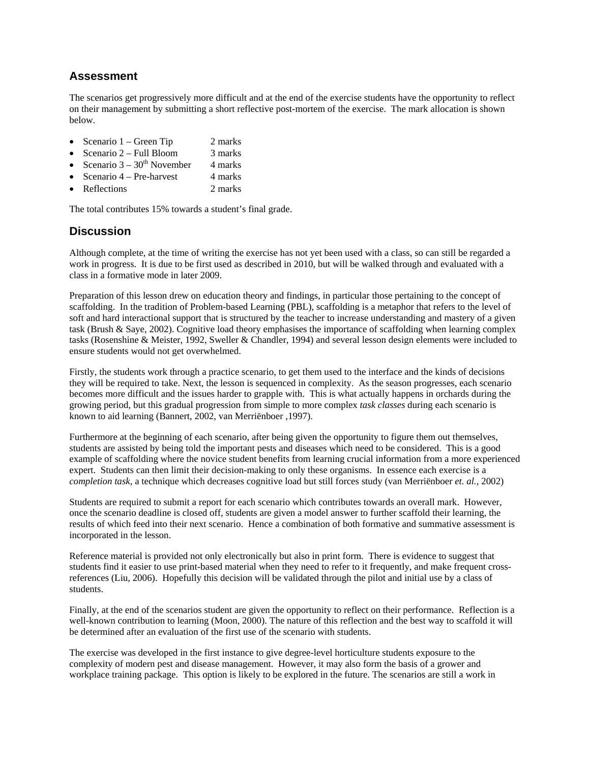## Assessment

The scenarios get progressively more difficult and at the end of the exercise students have the opportunity to reflect on their management by submitting a short reflective post-mortem of the exercise. The mark allocation is shown below.

- Scenario 1 – Green Tip 2 marks
- Scenario 2 – Full Bloom 3 marks
- Scenario 3 – 30th November 4 marks
- Scenario 4 – Pre-harvest 4 marks
- Reflections 2 marks

The total contributes 15% towards a student's final grade.

## Discussion

Although complete, at the time of writing the exercise has not yet been used with a class, so can still be regarded a work in progress. It is due to be first used as described in 2010, but will be walked through and evaluated with a class in a formative mode in later 2009.

Preparation of this lesson drew on education theory and findings, in particular those pertaining to the concept of scaffolding. In the tradition of Problem-based Learning (PBL), scaffolding is a metaphor that refers to the level of soft and hard interactional support that is structured by the teacher to increase understanding and mastery of a given task (Brush & Saye, 2002). Cognitive load theory emphasises the importance of scaffolding when learning complex tasks (Rosenshine & Meister, 1992, Sweller & Chandler, 1994) and several lesson design elements were included to ensure students would not get overwhelmed.

Firstly, the students work through a practice scenario, to get them used to the interface and the kinds of decisions they will be required to take. Next, the lesson is sequenced in complexity. As the season progresses, each scenario becomes more difficult and the issues harder to grapple with. This is what actually happens in orchards during the growing period, but this gradual progression from simple to more complex *task classes* during each scenario is known to aid learning (Bannert, 2002, van Merriënboer ,1997).

Furthermore at the beginning of each scenario, after being given the opportunity to figure them out themselves, students are assisted by being told the important pests and diseases which need to be considered. This is a good example of scaffolding where the novice student benefits from learning crucial information from a more experienced expert. Students can then limit their decision-making to only these organisms. In essence each exercise is a *completion task*, a technique which decreases cognitive load but still forces study (van Merriënboer *et. al.*, 2002)

Students are required to submit a report for each scenario which contributes towards an overall mark. However, once the scenario deadline is closed off, students are given a model answer to further scaffold their learning, the results of which feed into their next scenario. Hence a combination of both formative and summative assessment is incorporated in the lesson.

Reference material is provided not only electronically but also in print form. There is evidence to suggest that students find it easier to use print-based material when they need to refer to it frequently, and make frequent cross-references (Liu, 2006). Hopefully this decision will be validated through the pilot and initial use by a class of students.

Finally, at the end of the scenarios student are given the opportunity to reflect on their performance. Reflection is a well-known contribution to learning (Moon, 2000). The nature of this reflection and the best way to scaffold it will be determined after an evaluation of the first use of the scenario with students.

The exercise was developed in the first instance to give degree-level horticulture students exposure to the complexity of modern pest and disease management. However, it may also form the basis of a grower and workplace training package. This option is likely to be explored in the future. The scenarios are still a work in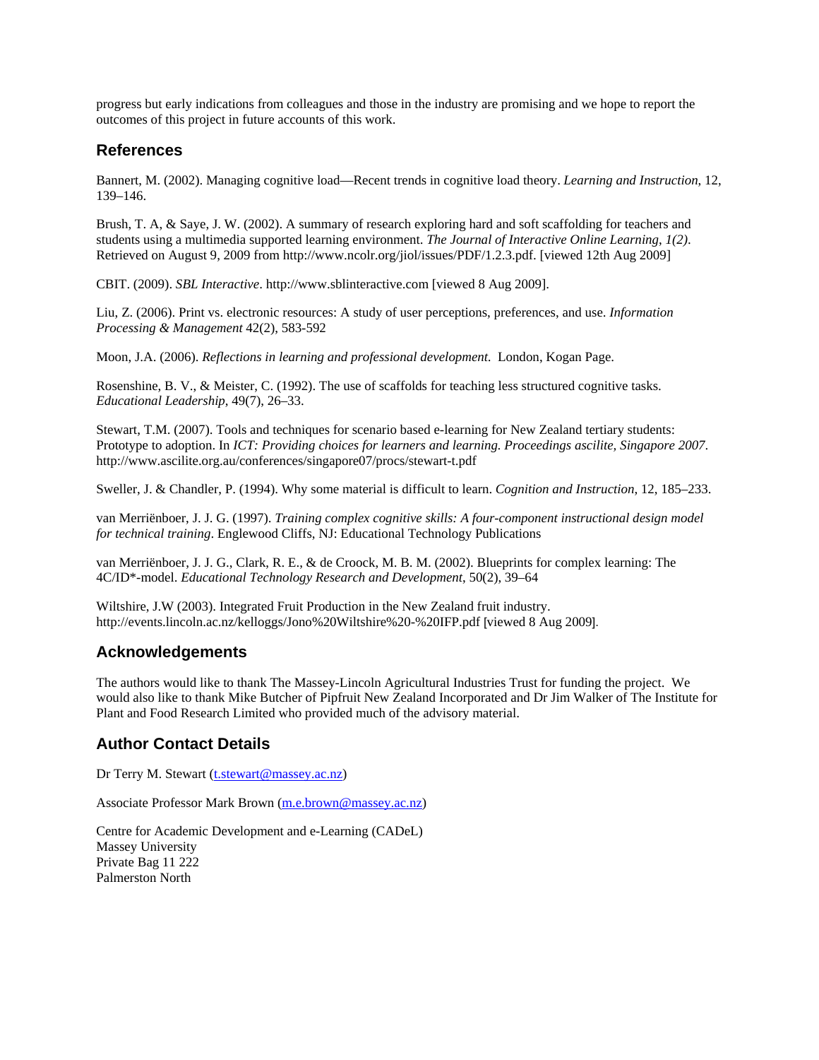progress but early indications from colleagues and those in the industry are promising and we hope to report the outcomes of this project in future accounts of this work.

## References

Bannert, M. (2002). Managing cognitive load—Recent trends in cognitive load theory. *Learning and Instruction*, 12, 139–146.

Brush, T. A, & Saye, J. W. (2002). A summary of research exploring hard and soft scaffolding for teachers and students using a multimedia supported learning environment. *The Journal of Interactive Online Learning, 1(2)*. Retrieved on August 9, 2009 from http://www.ncolr.org/jiol/issues/PDF/1.2.3.pdf. [viewed 12th Aug 2009]

CBIT. (2009). *SBL Interactive*. http://www.sblinteractive.com [viewed 8 Aug 2009].

Liu, Z. (2006). Print vs. electronic resources: A study of user perceptions, preferences, and use. *Information Processing & Management* 42(2), 583-592

Moon, J.A. (2006). *Reflections in learning and professional development.* London, Kogan Page.

Rosenshine, B. V., & Meister, C. (1992). The use of scaffolds for teaching less structured cognitive tasks. *Educational Leadership*, 49(7), 26–33.

Stewart, T.M. (2007). Tools and techniques for scenario based e-learning for New Zealand tertiary students: Prototype to adoption. In *ICT: Providing choices for learners and learning. Proceedings ascilite, Singapore 2007*. http://www.ascilite.org.au/conferences/singapore07/procs/stewart-t.pdf

Sweller, J. & Chandler, P. (1994). Why some material is difficult to learn. *Cognition and Instruction*, 12, 185–233.

van Merriënboer, J. J. G. (1997). *Training complex cognitive skills: A four-component instructional design model for technical training*. Englewood Cliffs, NJ: Educational Technology Publications

van Merriënboer, J. J. G., Clark, R. E., & de Croock, M. B. M. (2002). Blueprints for complex learning: The 4C/ID*-model. *Educational Technology Research and Development*, 50(2), 39–64

Wiltshire, J.W (2003). Integrated Fruit Production in the New Zealand fruit industry. http://events.lincoln.ac.nz/kelloggs/Jono%20Wiltshire%20-%20IFP.pdf [viewed 8 Aug 2009].

## Acknowledgements

The authors would like to thank The Massey-Lincoln Agricultural Industries Trust for funding the project. We would also like to thank Mike Butcher of Pipfruit New Zealand Incorporated and Dr Jim Walker of The Institute for Plant and Food Research Limited who provided much of the advisory material.

## Author Contact Details

Dr Terry M. Stewart (t.stewart@massey.ac.nz)

Associate Professor Mark Brown (m.e.brown@massey.ac.nz)

Centre for Academic Development and e-Learning (CADeL)
Massey University
Private Bag 11 222
Palmerston North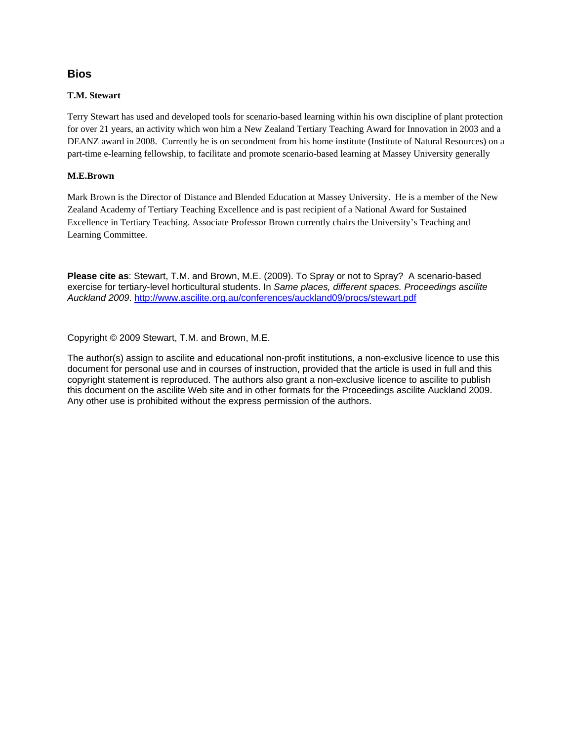## Bios

**T.M. Stewart**

Terry Stewart has used and developed tools for scenario-based learning within his own discipline of plant protection for over 21 years, an activity which won him a New Zealand Tertiary Teaching Award for Innovation in 2003 and a DEANZ award in 2008. Currently he is on secondment from his home institute (Institute of Natural Resources) on a part-time e-learning fellowship, to facilitate and promote scenario-based learning at Massey University generally

**M.E.Brown**

Mark Brown is the Director of Distance and Blended Education at Massey University. He is a member of the New Zealand Academy of Tertiary Teaching Excellence and is past recipient of a National Award for Sustained Excellence in Tertiary Teaching. Associate Professor Brown currently chairs the University's Teaching and Learning Committee.

**Please cite as**: Stewart, T.M. and Brown, M.E. (2009). To Spray or not to Spray? A scenario-based exercise for tertiary-level horticultural students. In *Same places, different spaces. Proceedings ascilite Auckland 2009*. http://www.ascilite.org.au/conferences/auckland09/procs/stewart.pdf

Copyright © 2009 Stewart, T.M. and Brown, M.E.

The author(s) assign to ascilite and educational non-profit institutions, a non-exclusive licence to use this document for personal use and in courses of instruction, provided that the article is used in full and this copyright statement is reproduced. The authors also grant a non-exclusive licence to ascilite to publish this document on the ascilite Web site and in other formats for the Proceedings ascilite Auckland 2009. Any other use is prohibited without the express permission of the authors.